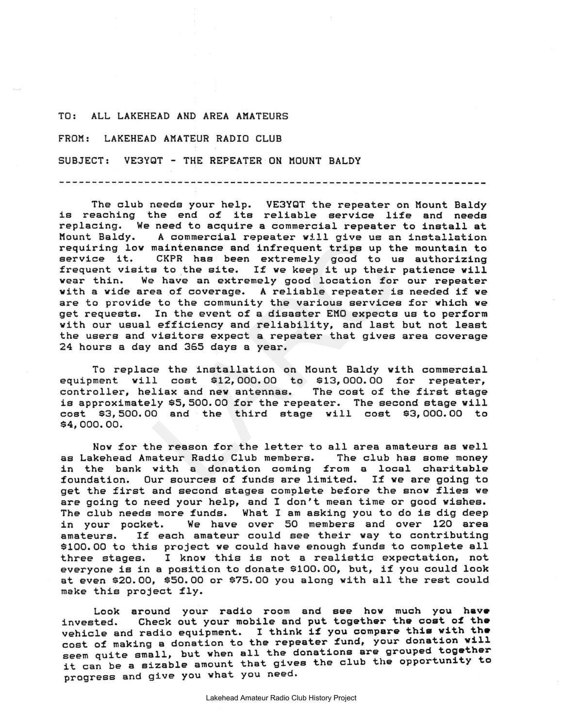TO: ALL LAKEHEAD AND AREA AMATEURS

FROM: LAKEHEAD AMATEUR RADIO CLUB

SUBJECT: VE3YQT - THE REPEATER ON MOUNT BALDY

---

The club needs your help. VE3YQT the repeater on Mount Baldy is reaching the end of its reliable service life and needs replacing. We need to acquire a commercial repeater to install at Mount Baldy. A commercial repeater will give us an installation requiring low maintenance and infrequent trips up the mountain to service it. CKPR has been extremely good to us authorizing frequent visits to the site. If we keep it up their patience will wear thin. We have an extremely good location for our repeater with a wide area of coverage. A reliable repeater is needed if we are to provide to the community the various services for which we get requests. In the event of a disaster EMO expects us to perform with our usual efficiency and reliability, and last but not least the users and visitors expect a repeater that gives area coverage 24 hours a day and 365 days a year.

To replace the installation on Mount Baldy with commercial equipment will cost $12,000.00 to $13,000.00 for repeater, controller, heliax and new antennas. The cost of the first stage is approximately $5,500.00 for the repeater. The second stage will cost $3,500.00 and the third stage will cost $3,000.00 to $4,000.00.

Now for the reason for the letter to all area amateurs as well as Lakehead Amateur Radio Club members. The club has some money in the bank with a donation coming from a local charitable foundation. Our sources of funds are limited. If we are going to get the first and second stages complete before the snow flies we are going to need your help, and I don't mean time or good wishes. The club needs more funds. What I am asking you to do is dig deep in your pocket. We have over 50 members and over 120 area amateurs. If each amateur could see their way to contributing $100.00 to this project we could have enough funds to complete all three stages. I know this is not a realistic expectation, not everyone is in a position to donate $100.00, but, if you could look at even $20.00, $50.00 or $75.00 you along with all the rest could make this project fly.

Look around your radio room and see how much you have invested. Check out your mobile and put together the cost of the vehicle and radio equipment. I think if you compare this with the cost of making a donation to the repeater fund, your donation will seem quite small, but when all the donations are grouped together it can be a sizable amount that gives the club the opportunity to progress and give you what you need.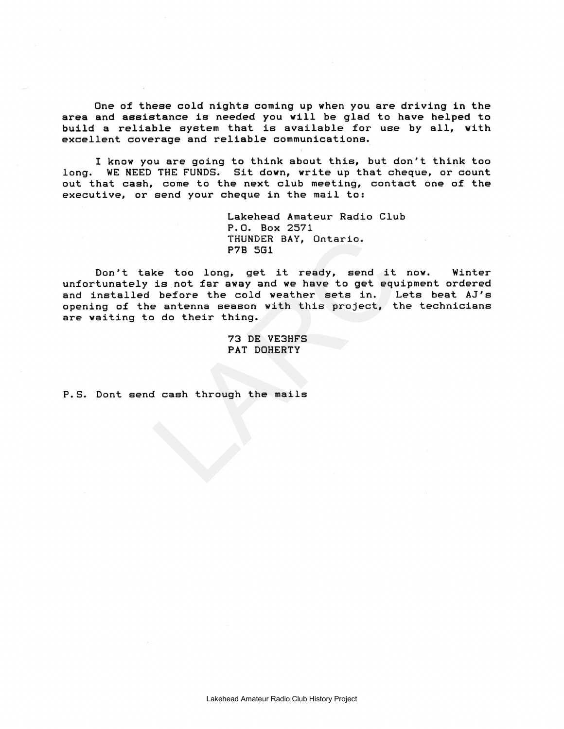One of these cold nights coming up when you are driving in the area and assistance is needed you will be glad to have helped to build a reliable system that is available for use by all, with excellent coverage and reliable communications.

I know you are going to think about this, but don't think too long. WE NEED THE FUNDS. Sit down, write up that cheque, or count out that cash, come to the next club meeting, contact one of the executive, or send your cheque in the mail to:

Lakehead Amateur Radio Club  
P.O. Box 2571  
THUNDER BAY, Ontario.  
P7B 5G1

Don't take too long, get it ready, send it now. Winter unfortunately is not far away and we have to get equipment ordered and installed before the cold weather sets in. Lets beat AJ's opening of the antenna season with this project, the technicians are waiting to do their thing.

73 DE VE3HFS  
PAT DOHERTY

P.S. Dont send cash through the mails